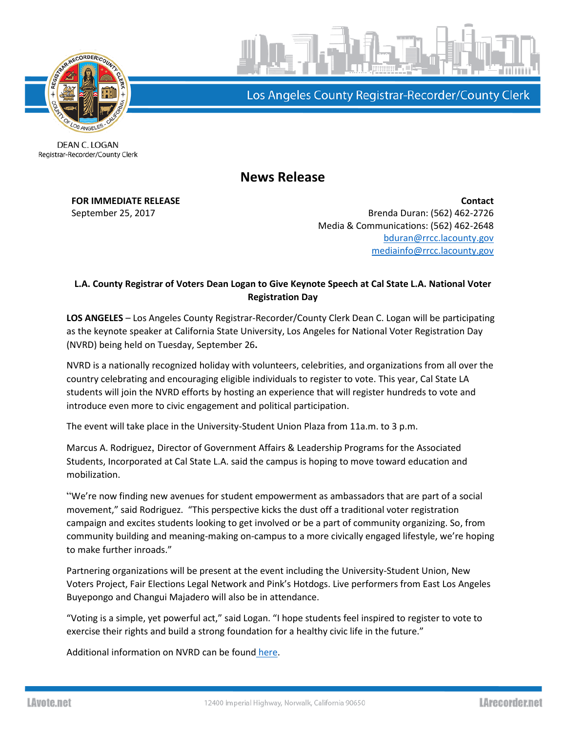Los Angeles County Registrar-Recorder/County Clerk

DEAN C. LOGAN
Registrar-Recorder/County Clerk

# News Release

**FOR IMMEDIATE RELEASE**
September 25, 2017

**Contact**
Brenda Duran: (562) 462-2726
Media & Communications: (562) 462-2648
bduran@rrcc.lacounty.gov
mediainfo@rrcc.lacounty.gov

### L.A. County Registrar of Voters Dean Logan to Give Keynote Speech at Cal State L.A. National Voter Registration Day

**LOS ANGELES** – Los Angeles County Registrar-Recorder/County Clerk Dean C. Logan will be participating as the keynote speaker at California State University, Los Angeles for National Voter Registration Day (NVRD) being held on Tuesday, September 26**.**

NVRD is a nationally recognized holiday with volunteers, celebrities, and organizations from all over the country celebrating and encouraging eligible individuals to register to vote. This year, Cal State LA students will join the NVRD efforts by hosting an experience that will register hundreds to vote and introduce even more to civic engagement and political participation.

The event will take place in the University-Student Union Plaza from 11a.m. to 3 p.m.

Marcus A. Rodriguez, Director of Government Affairs & Leadership Programs for the Associated Students, Incorporated at Cal State L.A. said the campus is hoping to move toward education and mobilization.

"We're now finding new avenues for student empowerment as ambassadors that are part of a social movement," said Rodriguez. "This perspective kicks the dust off a traditional voter registration campaign and excites students looking to get involved or be a part of community organizing. So, from community building and meaning-making on-campus to a more civically engaged lifestyle, we're hoping to make further inroads."

Partnering organizations will be present at the event including the University-Student Union, New Voters Project, Fair Elections Legal Network and Pink's Hotdogs. Live performers from East Los Angeles Buyepongo and Changui Majadero will also be in attendance.

"Voting is a simple, yet powerful act," said Logan. "I hope students feel inspired to register to vote to exercise their rights and build a strong foundation for a healthy civic life in the future."

Additional information on NVRD can be found here.

LAvote.net 12400 Imperial Highway, Norwalk, California 90650 LArecorder.net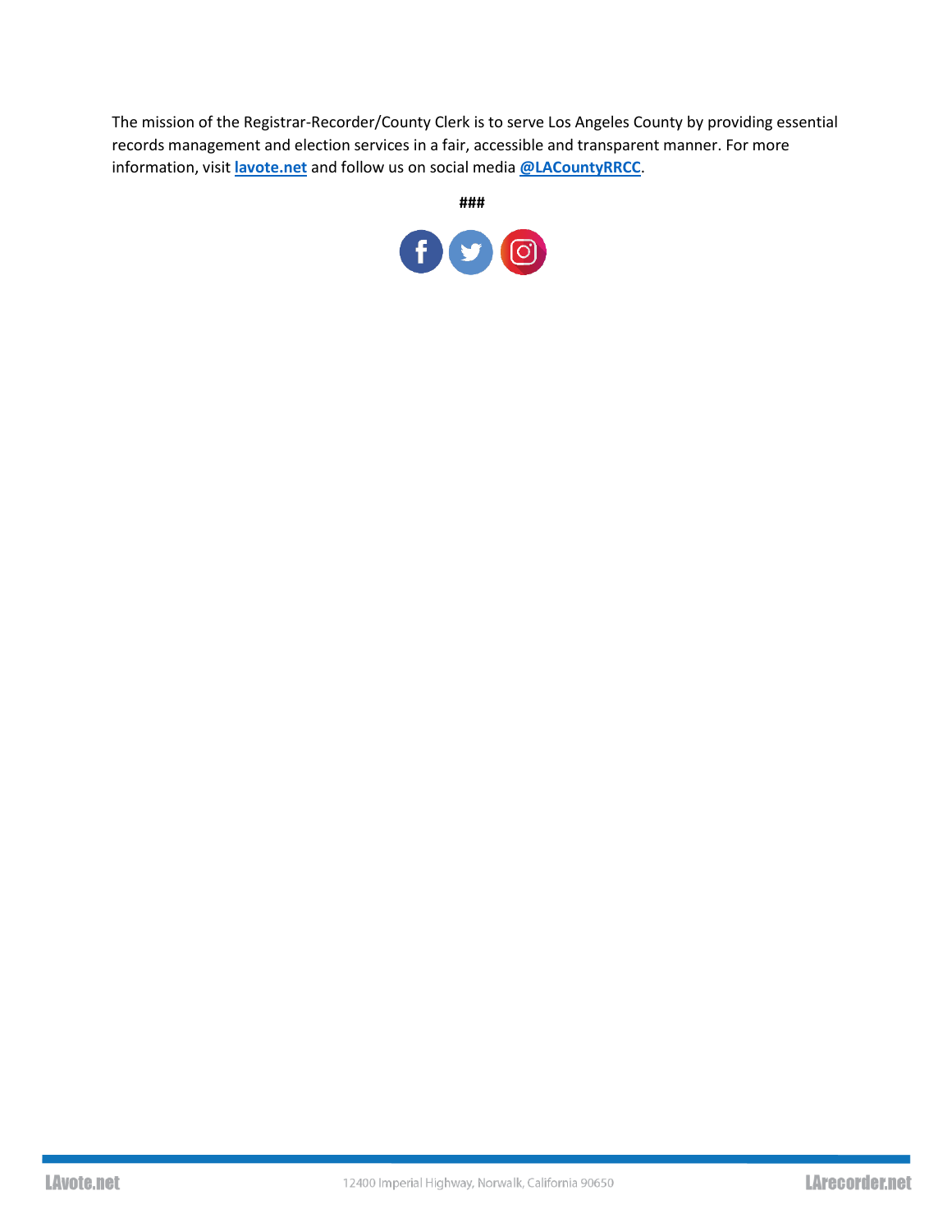The mission of the Registrar-Recorder/County Clerk is to serve Los Angeles County by providing essential records management and election services in a fair, accessible and transparent manner. For more information, visit **lavote.net** and follow us on social media **@LACountyRRCC**.

###